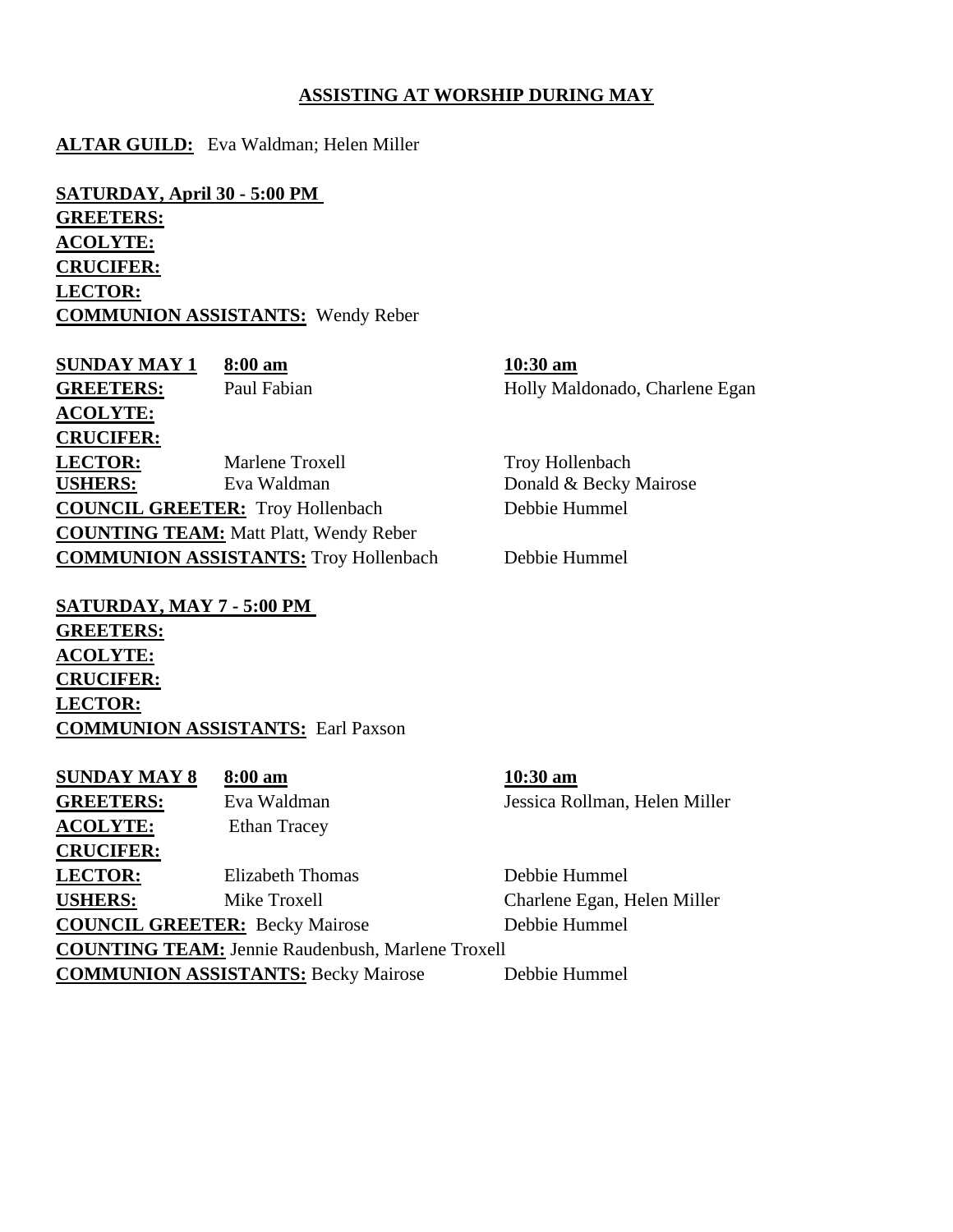# ASSISTING AT WORSHIP DURING MAY

**ALTAR GUILD:** Eva Waldman; Helen Miller

**SATURDAY, April 30 - 5:00 PM**

**GREETERS:**

**ACOLYTE:**

**CRUCIFER:**

**LECTOR:**

**COMMUNION ASSISTANTS:** Wendy Reber

| **SUNDAY MAY 1** | **8:00 am** | **10:30 am** |
|---|---|---|
| **GREETERS:** | Paul Fabian | Holly Maldonado, Charlene Egan |
| **ACOLYTE:** | | |
| **CRUCIFER:** | | |
| **LECTOR:** | Marlene Troxell | Troy Hollenbach |
| **USHERS:** | Eva Waldman | Donald & Becky Mairose |
| **COUNCIL GREETER:** | Troy Hollenbach | Debbie Hummel |
| **COUNTING TEAM:** | Matt Platt, Wendy Reber | |
| **COMMUNION ASSISTANTS:** | Troy Hollenbach | Debbie Hummel |

**SATURDAY, MAY 7 - 5:00 PM**

**GREETERS:**

**ACOLYTE:**

**CRUCIFER:**

**LECTOR:**

**COMMUNION ASSISTANTS:** Earl Paxson

| **SUNDAY MAY 8** | **8:00 am** | **10:30 am** |
|---|---|---|
| **GREETERS:** | Eva Waldman | Jessica Rollman, Helen Miller |
| **ACOLYTE:** | Ethan Tracey | |
| **CRUCIFER:** | | |
| **LECTOR:** | Elizabeth Thomas | Debbie Hummel |
| **USHERS:** | Mike Troxell | Charlene Egan, Helen Miller |
| **COUNCIL GREETER:** | Becky Mairose | Debbie Hummel |
| **COUNTING TEAM:** | Jennie Raudenbush, Marlene Troxell | |
| **COMMUNION ASSISTANTS:** | Becky Mairose | Debbie Hummel |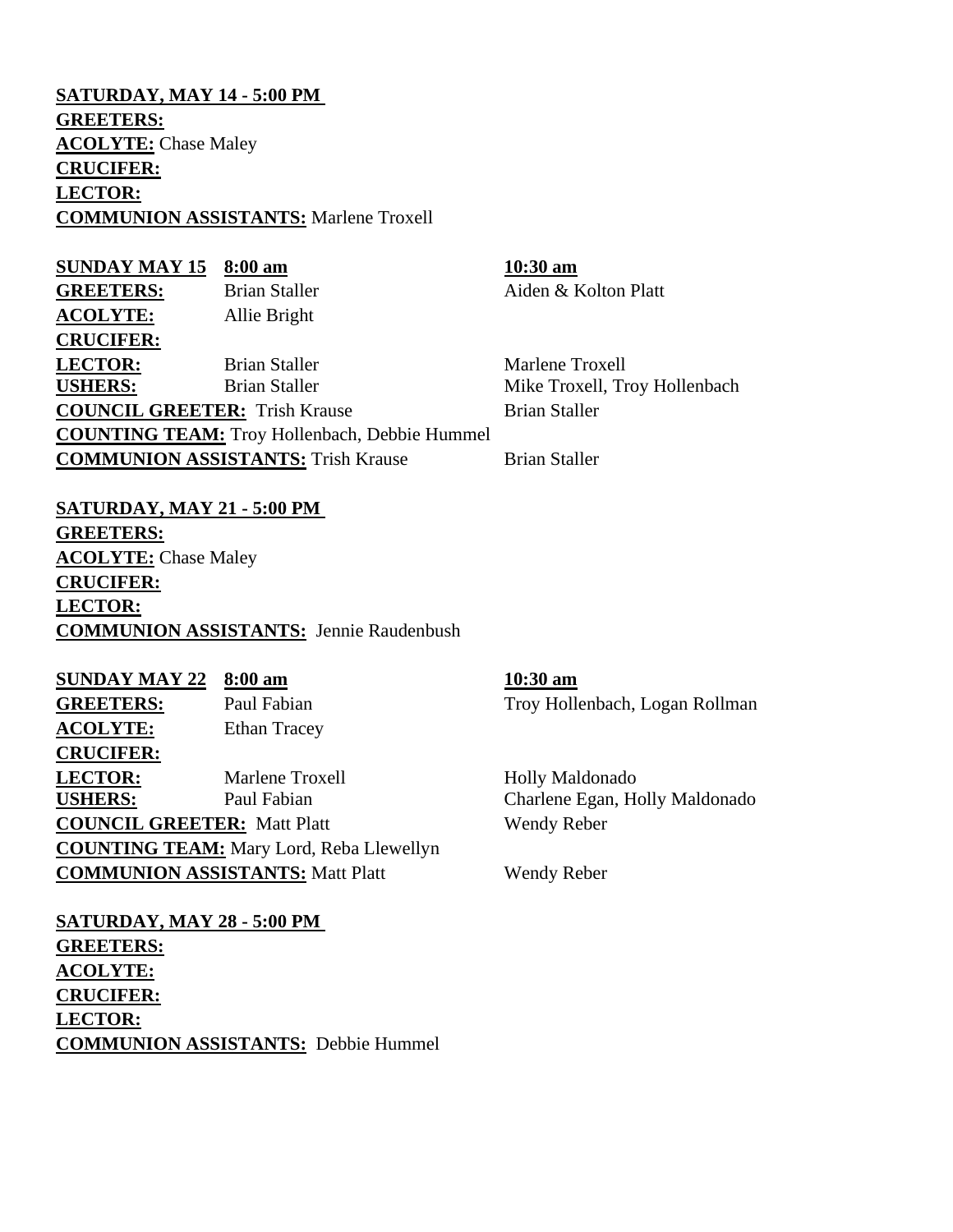**SATURDAY, MAY 14 - 5:00 PM**

**GREETERS:**
**ACOLYTE:** Chase Maley
**CRUCIFER:**
**LECTOR:**
**COMMUNION ASSISTANTS:** Marlene Troxell

| **SUNDAY MAY 15** | **8:00 am** | **10:30 am** |
|---|---|---|
| **GREETERS:** | Brian Staller | Aiden & Kolton Platt |
| **ACOLYTE:** | Allie Bright | |
| **CRUCIFER:** | | |
| **LECTOR:** | Brian Staller | Marlene Troxell |
| **USHERS:** | Brian Staller | Mike Troxell, Troy Hollenbach |
| **COUNCIL GREETER:** | Trish Krause | Brian Staller |
| **COUNTING TEAM:** | Troy Hollenbach, Debbie Hummel | |
| **COMMUNION ASSISTANTS:** | Trish Krause | Brian Staller |

**SATURDAY, MAY 21 - 5:00 PM**

**GREETERS:**
**ACOLYTE:** Chase Maley
**CRUCIFER:**
**LECTOR:**
**COMMUNION ASSISTANTS:** Jennie Raudenbush

| **SUNDAY MAY 22** | **8:00 am** | **10:30 am** |
|---|---|---|
| **GREETERS:** | Paul Fabian | Troy Hollenbach, Logan Rollman |
| **ACOLYTE:** | Ethan Tracey | |
| **CRUCIFER:** | | |
| **LECTOR:** | Marlene Troxell | Holly Maldonado |
| **USHERS:** | Paul Fabian | Charlene Egan, Holly Maldonado |
| **COUNCIL GREETER:** | Matt Platt | Wendy Reber |
| **COUNTING TEAM:** | Mary Lord, Reba Llewellyn | |
| **COMMUNION ASSISTANTS:** | Matt Platt | Wendy Reber |

**SATURDAY, MAY 28 - 5:00 PM**

**GREETERS:**
**ACOLYTE:**
**CRUCIFER:**
**LECTOR:**
**COMMUNION ASSISTANTS:** Debbie Hummel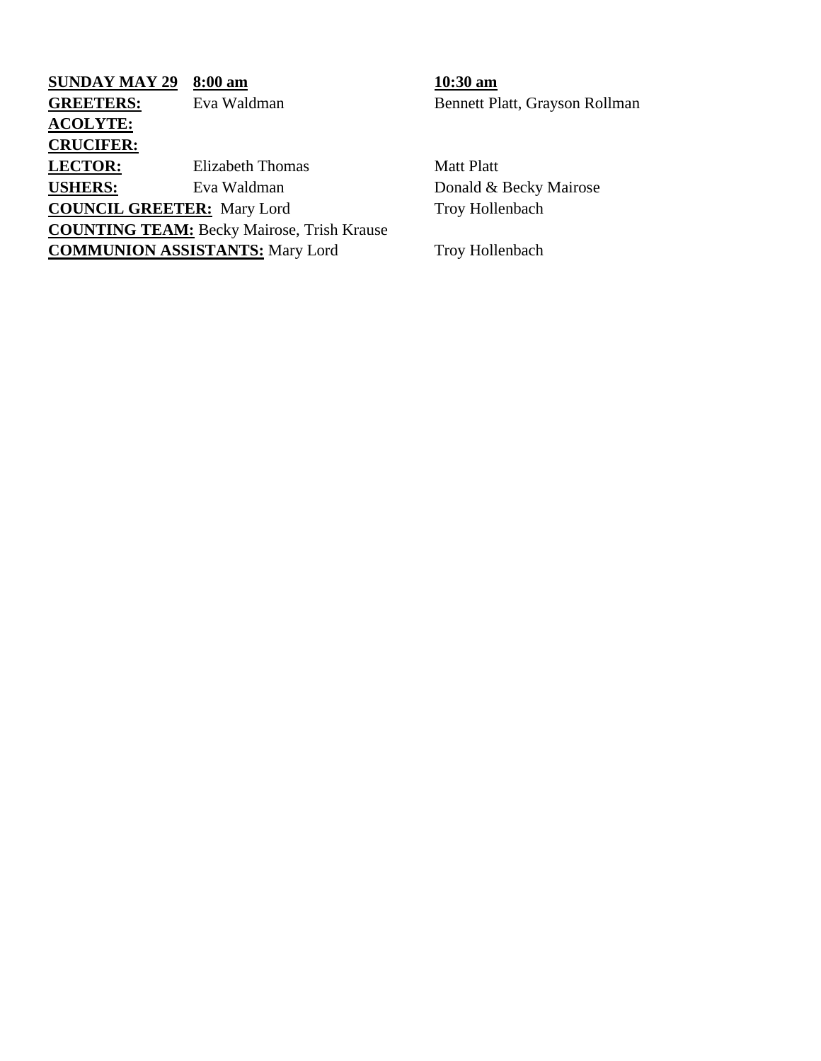| SUNDAY MAY 29 | 8:00 am | 10:30 am |
|---|---|---|
| GREETERS: | Eva Waldman | Bennett Platt, Grayson Rollman |
| ACOLYTE: | | |
| CRUCIFER: | | |
| LECTOR: | Elizabeth Thomas | Matt Platt |
| USHERS: | Eva Waldman | Donald & Becky Mairose |
| COUNCIL GREETER: | Mary Lord | Troy Hollenbach |
| COUNTING TEAM: | Becky Mairose, Trish Krause | |
| COMMUNION ASSISTANTS: | Mary Lord | Troy Hollenbach |